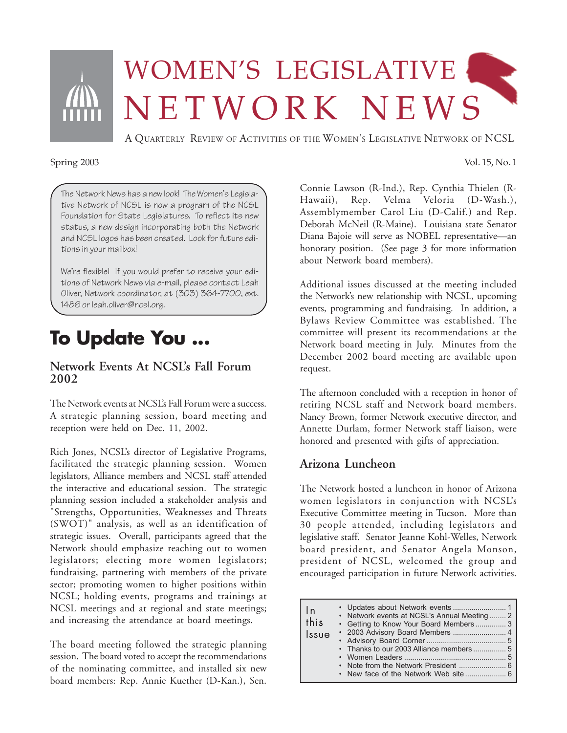# WOMEN'S LEGISLATIVE NETWORK NEWS

A QUARTERLY REVIEW OF ACTIVITIES OF THE WOMEN'S LEGISLATIVE NETWORK OF NCSL

Spring 2003 Vol. 15, No. 1

The Network News has a new look! The Women's Legislative Network of NCSL is now a program of the NCSL Foundation for State Legislatures. To reflect its new status, a new design incorporating both the Network and NCSL logos has been created. Look for future editions in your mailbox!

We're flexible! If you would prefer to receive your editions of Network News via e-mail, please contact Leah Oliver, Network coordinator, at (303) 364-7700, ext. 1486 or leah.oliver@ncsl.org.

## To Update You ...

### Network Events At NCSL's Fall Forum 2002

The Network events at NCSL's Fall Forum were a success. A strategic planning session, board meeting and reception were held on Dec. 11, 2002.

Rich Jones, NCSL's director of Legislative Programs, facilitated the strategic planning session. Women legislators, Alliance members and NCSL staff attended the interactive and educational session. The strategic planning session included a stakeholder analysis and "Strengths, Opportunities, Weaknesses and Threats (SWOT)" analysis, as well as an identification of strategic issues. Overall, participants agreed that the Network should emphasize reaching out to women legislators; electing more women legislators; fundraising, partnering with members of the private sector; promoting women to higher positions within NCSL; holding events, programs and trainings at NCSL meetings and at regional and state meetings; and increasing the attendance at board meetings.

The board meeting followed the strategic planning session. The board voted to accept the recommendations of the nominating committee, and installed six new board members: Rep. Annie Kuether (D-Kan.), Sen. Connie Lawson (R-Ind.), Rep. Cynthia Thielen (R-Hawaii), Rep. Velma Veloria (D-Wash.), Assemblymember Carol Liu (D-Calif.) and Rep. Deborah McNeil (R-Maine). Louisiana state Senator Diana Bajoie will serve as NOBEL representative—an honorary position. (See page 3 for more information about Network board members).

Additional issues discussed at the meeting included the Network's new relationship with NCSL, upcoming events, programming and fundraising. In addition, a Bylaws Review Committee was established. The committee will present its recommendations at the Network board meeting in July. Minutes from the December 2002 board meeting are available upon request.

The afternoon concluded with a reception in honor of retiring NCSL staff and Network board members. Nancy Brown, former Network executive director, and Annette Durlam, former Network staff liaison, were honored and presented with gifts of appreciation.

### Arizona Luncheon

The Network hosted a luncheon in honor of Arizona women legislators in conjunction with NCSL's Executive Committee meeting in Tucson. More than 30 people attended, including legislators and legislative staff. Senator Jeanne Kohl-Welles, Network board president, and Senator Angela Monson, president of NCSL, welcomed the group and encouraged participation in future Network activities.

**In this Issue**

- Updates about Network events .......... 1
- Network events at NCSL's Annual Meeting .......... 2
- Getting to Know Your Board Members .......... 3
- 2003 Advisory Board Members .......... 4
- Advisory Board Corner .......... 5
- Thanks to our 2003 Alliance members .......... 5
- Women Leaders .......... 5
- Note from the Network President .......... 6
- New face of the Network Web site .......... 6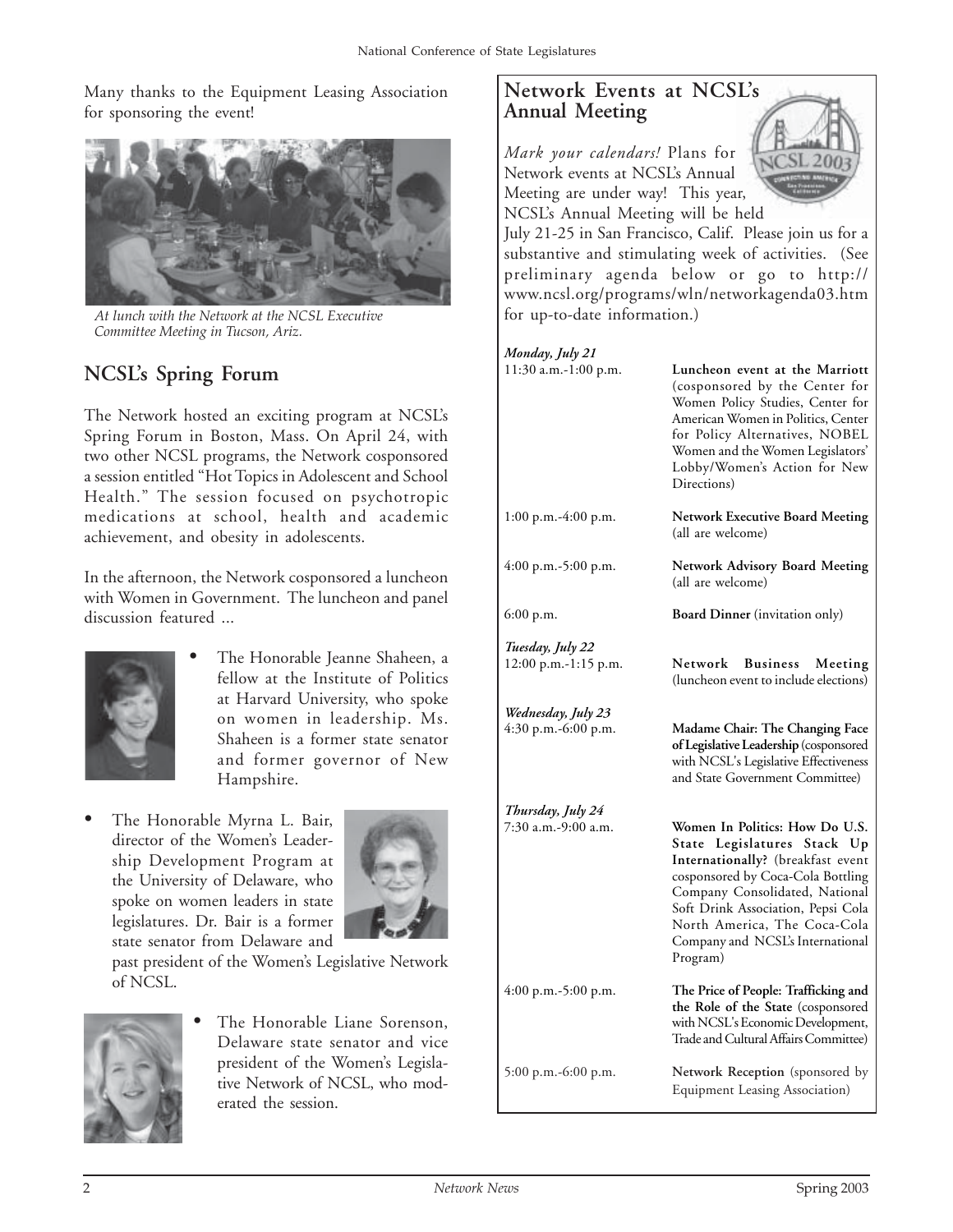Many thanks to the Equipment Leasing Association for sponsoring the event!

*At lunch with the Network at the NCSL Executive Committee Meeting in Tucson, Ariz.*

## NCSL's Spring Forum

The Network hosted an exciting program at NCSL's Spring Forum in Boston, Mass. On April 24, with two other NCSL programs, the Network cosponsored a session entitled "Hot Topics in Adolescent and School Health." The session focused on psychotropic medications at school, health and academic achievement, and obesity in adolescents.

In the afternoon, the Network cosponsored a luncheon with Women in Government. The luncheon and panel discussion featured ...

- The Honorable Jeanne Shaheen, a fellow at the Institute of Politics at Harvard University, who spoke on women in leadership. Ms. Shaheen is a former state senator and former governor of New Hampshire.
- The Honorable Myrna L. Bair, director of the Women's Leadership Development Program at the University of Delaware, who spoke on women leaders in state legislatures. Dr. Bair is a former state senator from Delaware and past president of the Women's Legislative Network of NCSL.
- The Honorable Liane Sorenson, Delaware state senator and vice president of the Women's Legislative Network of NCSL, who moderated the session.

## Network Events at NCSL's Annual Meeting

*Mark your calendars!* Plans for Network events at NCSL's Annual Meeting are under way! This year, NCSL's Annual Meeting will be held July 21-25 in San Francisco, Calif. Please join us for a substantive and stimulating week of activities. (See preliminary agenda below or go to http://www.ncsl.org/programs/wln/networkagenda03.htm for up-to-date information.)

***Monday, July 21***

| | |
|---|---|
| 11:30 a.m.-1:00 p.m. | **Luncheon event at the Marriott** (cosponsored by the Center for Women Policy Studies, Center for American Women in Politics, Center for Policy Alternatives, NOBEL Women and the Women Legislators' Lobby/Women's Action for New Directions) |
| 1:00 p.m.-4:00 p.m. | **Network Executive Board Meeting** (all are welcome) |
| 4:00 p.m.-5:00 p.m. | **Network Advisory Board Meeting** (all are welcome) |
| 6:00 p.m. | **Board Dinner** (invitation only) |

***Tuesday, July 22***

| | |
|---|---|
| 12:00 p.m.-1:15 p.m. | **Network Business Meeting** (luncheon event to include elections) |

***Wednesday, July 23***

| | |
|---|---|
| 4:30 p.m.-6:00 p.m. | **Madame Chair: The Changing Face of Legislative Leadership** (cosponsored with NCSL's Legislative Effectiveness and State Government Committee) |

***Thursday, July 24***

| | |
|---|---|
| 7:30 a.m.-9:00 a.m. | **Women In Politics: How Do U.S. State Legislatures Stack Up Internationally?** (breakfast event cosponsored by Coca-Cola Bottling Company Consolidated, National Soft Drink Association, Pepsi Cola North America, The Coca-Cola Company and NCSL's International Program) |
| 4:00 p.m.-5:00 p.m. | **The Price of People: Trafficking and the Role of the State** (cosponsored with NCSL's Economic Development, Trade and Cultural Affairs Committee) |
| 5:00 p.m.-6:00 p.m. | **Network Reception** (sponsored by Equipment Leasing Association) |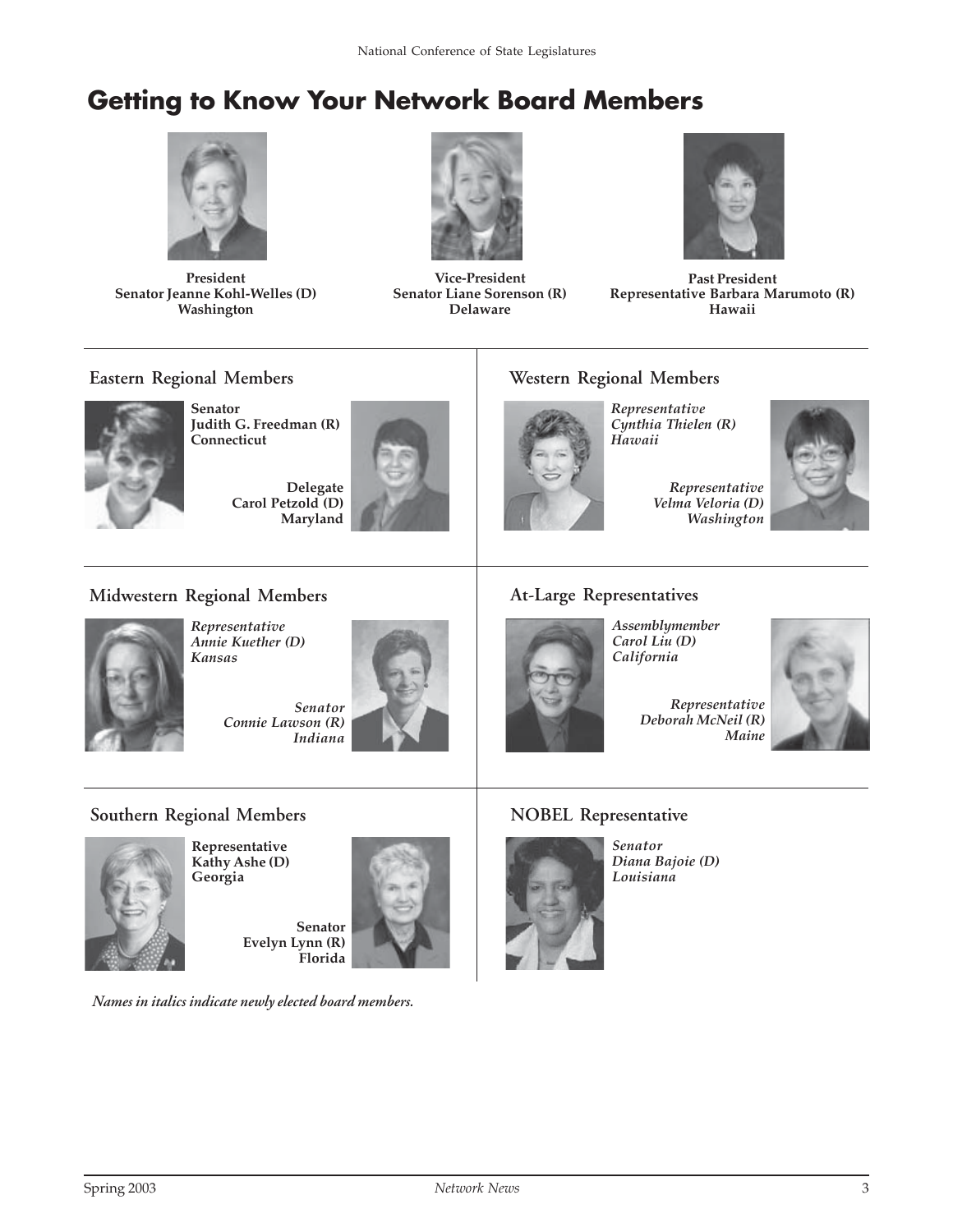# Getting to Know Your Network Board Members

**President**
**Senator Jeanne Kohl-Welles (D)**
**Washington**

**Vice-President**
**Senator Liane Sorenson (R)**
**Delaware**

**Past President**
**Representative Barbara Marumoto (R)**
**Hawaii**

## Eastern Regional Members

**Senator**
**Judith G. Freedman (R)**
**Connecticut**

**Delegate**
**Carol Petzold (D)**
**Maryland**

## Western Regional Members

***Representative***
***Cynthia Thielen (R)***
***Hawaii***

***Representative***
***Velma Veloria (D)***
***Washington***

## Midwestern Regional Members

***Representative***
***Annie Kuether (D)***
***Kansas***

***Senator***
***Connie Lawson (R)***
***Indiana***

## At-Large Representatives

***Assemblymember***
***Carol Liu (D)***
***California***

***Representative***
***Deborah McNeil (R)***
***Maine***

## Southern Regional Members

**Representative**
**Kathy Ashe (D)**
**Georgia**

**Senator**
**Evelyn Lynn (R)**
**Florida**

## NOBEL Representative

***Senator***
***Diana Bajoie (D)***
***Louisiana***

*Names in italics indicate newly elected board members.*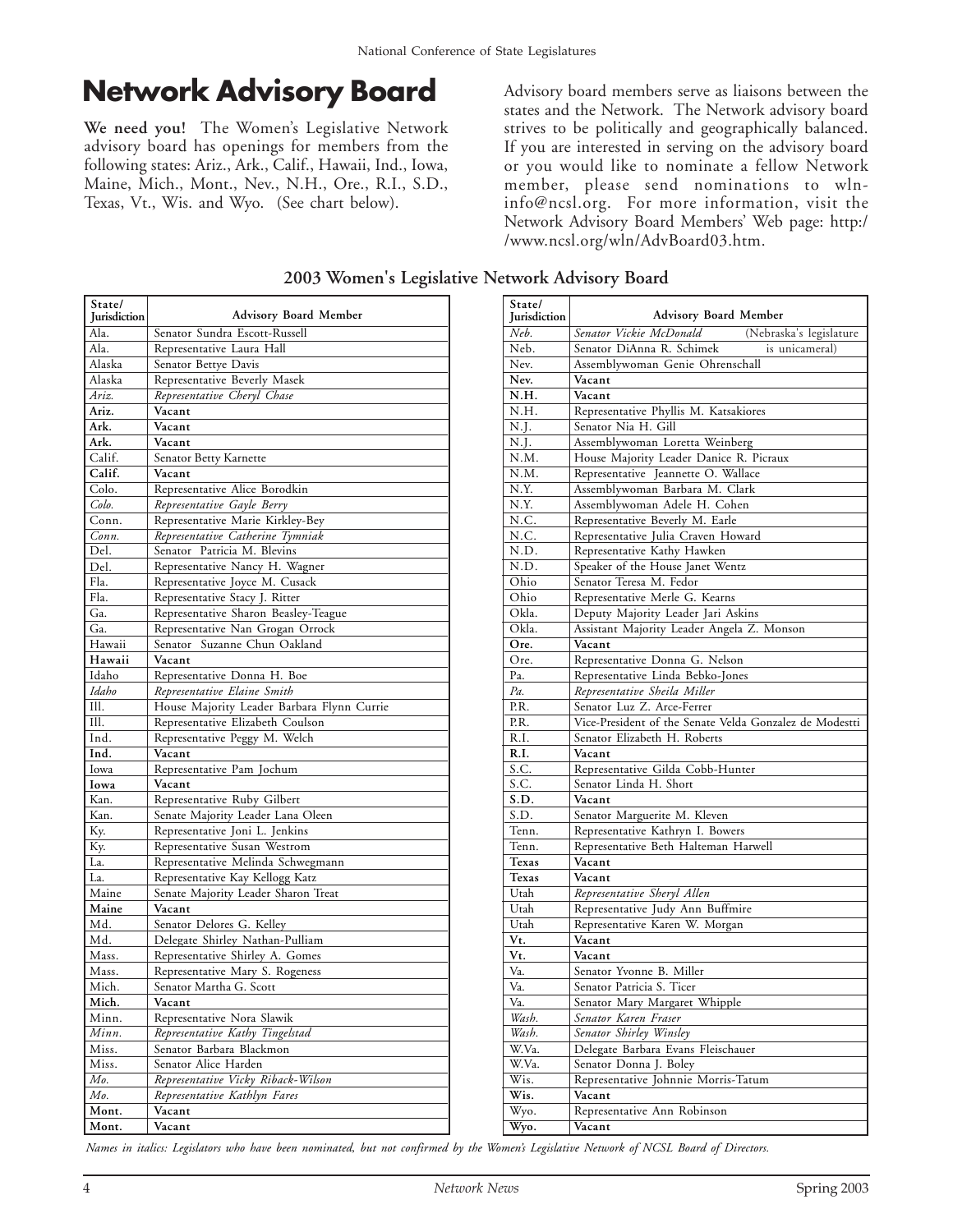# Network Advisory Board

**We need you!** The Women's Legislative Network advisory board has openings for members from the following states: Ariz., Ark., Calif., Hawaii, Ind., Iowa, Maine, Mich., Mont., Nev., N.H., Ore., R.I., S.D., Texas, Vt., Wis. and Wyo. (See chart below).

Advisory board members serve as liaisons between the states and the Network. The Network advisory board strives to be politically and geographically balanced. If you are interested in serving on the advisory board or you would like to nominate a fellow Network member, please send nominations to wln-info@ncsl.org. For more information, visit the Network Advisory Board Members' Web page: http://www.ncsl.org/wln/AdvBoard03.htm.

## 2003 Women's Legislative Network Advisory Board

| State/ Jurisdiction | Advisory Board Member |
|---|---|
| Ala. | Senator Sundra Escott-Russell |
| Ala. | Representative Laura Hall |
| Alaska | Senator Bettye Davis |
| Alaska | Representative Beverly Masek |
| *Ariz.* | *Representative Cheryl Chase* |
| **Ariz.** | **Vacant** |
| **Ark.** | **Vacant** |
| **Ark.** | **Vacant** |
| Calif. | Senator Betty Karnette |
| **Calif.** | **Vacant** |
| Colo. | Representative Alice Borodkin |
| *Colo.* | *Representative Gayle Berry* |
| Conn. | Representative Marie Kirkley-Bey |
| *Conn.* | *Representative Catherine Tymniak* |
| Del. | Senator Patricia M. Blevins |
| Del. | Representative Nancy H. Wagner |
| Fla. | Representative Joyce M. Cusack |
| Fla. | Representative Stacy J. Ritter |
| Ga. | Representative Sharon Beasley-Teague |
| Ga. | Representative Nan Grogan Orrock |
| Hawaii | Senator Suzanne Chun Oakland |
| **Hawaii** | **Vacant** |
| Idaho | Representative Donna H. Boe |
| *Idaho* | *Representative Elaine Smith* |
| Ill. | House Majority Leader Barbara Flynn Currie |
| Ill. | Representative Elizabeth Coulson |
| Ind. | Representative Peggy M. Welch |
| **Ind.** | **Vacant** |
| Iowa | Representative Pam Jochum |
| **Iowa** | **Vacant** |
| Kan. | Representative Ruby Gilbert |
| Kan. | Senate Majority Leader Lana Oleen |
| Ky. | Representative Joni L. Jenkins |
| Ky. | Representative Susan Westrom |
| La. | Representative Melinda Schwegmann |
| La. | Representative Kay Kellogg Katz |
| Maine | Senate Majority Leader Sharon Treat |
| **Maine** | **Vacant** |
| Md. | Senator Delores G. Kelley |
| Md. | Delegate Shirley Nathan-Pulliam |
| Mass. | Representative Shirley A. Gomes |
| Mass. | Representative Mary S. Rogeness |
| Mich. | Senator Martha G. Scott |
| **Mich.** | **Vacant** |
| Minn. | Representative Nora Slawik |
| *Minn.* | *Representative Kathy Tingelstad* |
| Miss. | Senator Barbara Blackmon |
| Miss. | Senator Alice Harden |
| *Mo.* | *Representative Vicky Riback-Wilson* |
| *Mo.* | *Representative Kathlyn Fares* |
| **Mont.** | **Vacant** |
| **Mont.** | **Vacant** |
| *Neb.* | *Senator Vickie McDonald* (Nebraska's legislature is unicameral) |
| Neb. | Senator DiAnna R. Schimek |
| Nev. | Assemblywoman Genie Ohrenschall |
| **Nev.** | **Vacant** |
| **N.H.** | **Vacant** |
| N.H. | Representative Phyllis M. Katsakiores |
| N.J. | Senator Nia H. Gill |
| N.J. | Assemblywoman Loretta Weinberg |
| N.M. | House Majority Leader Danice R. Picraux |
| N.M. | Representative Jeannette O. Wallace |
| N.Y. | Assemblywoman Barbara M. Clark |
| N.Y. | Assemblywoman Adele H. Cohen |
| N.C. | Representative Beverly M. Earle |
| N.C. | Representative Julia Craven Howard |
| N.D. | Representative Kathy Hawken |
| N.D. | Speaker of the House Janet Wentz |
| Ohio | Senator Teresa M. Fedor |
| Ohio | Representative Merle G. Kearns |
| Okla. | Deputy Majority Leader Jari Askins |
| Okla. | Assistant Majority Leader Angela Z. Monson |
| **Ore.** | **Vacant** |
| Ore. | Representative Donna G. Nelson |
| Pa. | Representative Linda Bebko-Jones |
| *Pa.* | *Representative Sheila Miller* |
| P.R. | Senator Luz Z. Arce-Ferrer |
| P.R. | Vice-President of the Senate Velda Gonzalez de Modestti |
| R.I. | Senator Elizabeth H. Roberts |
| **R.I.** | **Vacant** |
| S.C. | Representative Gilda Cobb-Hunter |
| S.C. | Senator Linda H. Short |
| **S.D.** | **Vacant** |
| S.D. | Senator Marguerite M. Kleven |
| Tenn. | Representative Kathryn I. Bowers |
| Tenn. | Representative Beth Halteman Harwell |
| **Texas** | **Vacant** |
| **Texas** | **Vacant** |
| Utah | *Representative Sheryl Allen* |
| Utah | Representative Judy Ann Buffmire |
| Utah | Representative Karen W. Morgan |
| **Vt.** | **Vacant** |
| **Vt.** | **Vacant** |
| Va. | Senator Yvonne B. Miller |
| Va. | Senator Patricia S. Ticer |
| Va. | Senator Mary Margaret Whipple |
| *Wash.* | *Senator Karen Fraser* |
| *Wash.* | *Senator Shirley Winsley* |
| W.Va. | Delegate Barbara Evans Fleischauer |
| W.Va. | Senator Donna J. Boley |
| Wis. | Representative Johnnie Morris-Tatum |
| **Wis.** | **Vacant** |
| Wyo. | Representative Ann Robinson |
| **Wyo.** | **Vacant** |

*Names in italics: Legislators who have been nominated, but not confirmed by the Women's Legislative Network of NCSL Board of Directors.*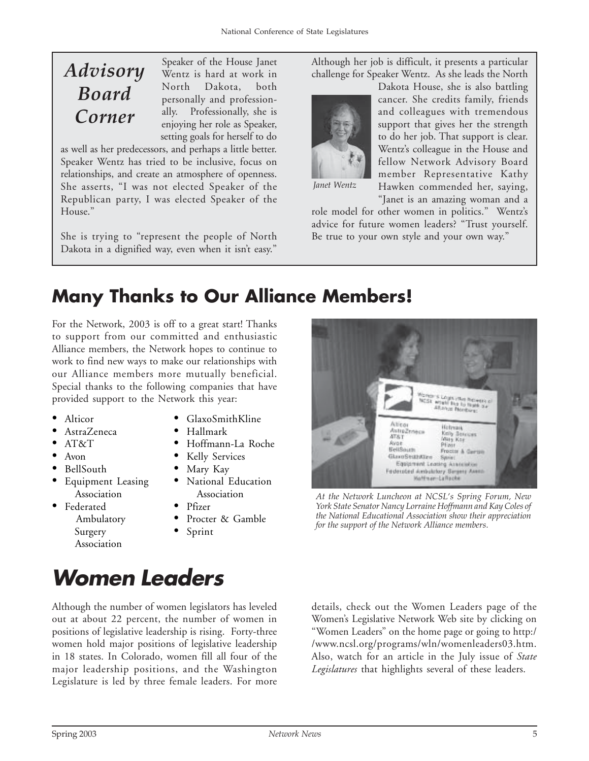## *Advisory Board Corner*

Speaker of the House Janet Wentz is hard at work in North Dakota, both personally and professionally. Professionally, she is enjoying her role as Speaker, setting goals for herself to do as well as her predecessors, and perhaps a little better. Speaker Wentz has tried to be inclusive, focus on relationships, and create an atmosphere of openness. She asserts, "I was not elected Speaker of the Republican party, I was elected Speaker of the House."

She is trying to "represent the people of North Dakota in a dignified way, even when it isn't easy."

Although her job is difficult, it presents a particular challenge for Speaker Wentz. As she leads the North Dakota House, she is also battling cancer. She credits family, friends and colleagues with tremendous support that gives her the strength to do her job. That support is clear. Wentz's colleague in the House and fellow Network Advisory Board member Representative Kathy Hawken commended her, saying, "Janet is an amazing woman and a role model for other women in politics." Wentz's advice for future women leaders? "Trust yourself. Be true to your own style and your own way."

*Janet Wentz*

## Many Thanks to Our Alliance Members!

For the Network, 2003 is off to a great start! Thanks to support from our committed and enthusiastic Alliance members, the Network hopes to continue to work to find new ways to make our relationships with our Alliance members more mutually beneficial. Special thanks to the following companies that have provided support to the Network this year:

- Alticor
- AstraZeneca
- AT&T
- Avon
- BellSouth
- Equipment Leasing Association
- Federated Ambulatory Surgery Association
- GlaxoSmithKline
- Hallmark
- Hoffmann-La Roche
- Kelly Services
- Mary Kay
- National Education Association
- Pfizer
- Procter & Gamble
- Sprint

*At the Network Luncheon at NCSL's Spring Forum, New York State Senator Nancy Lorraine Hoffmann and Kay Coles of the National Educational Association show their appreciation for the support of the Network Alliance members.*

# *Women Leaders*

Although the number of women legislators has leveled out at about 22 percent, the number of women in positions of legislative leadership is rising. Forty-three women hold major positions of legislative leadership in 18 states. In Colorado, women fill all four of the major leadership positions, and the Washington Legislature is led by three female leaders. For more details, check out the Women Leaders page of the Women's Legislative Network Web site by clicking on "Women Leaders" on the home page or going to http://www.ncsl.org/programs/wln/womenleaders03.htm. Also, watch for an article in the July issue of *State Legislatures* that highlights several of these leaders.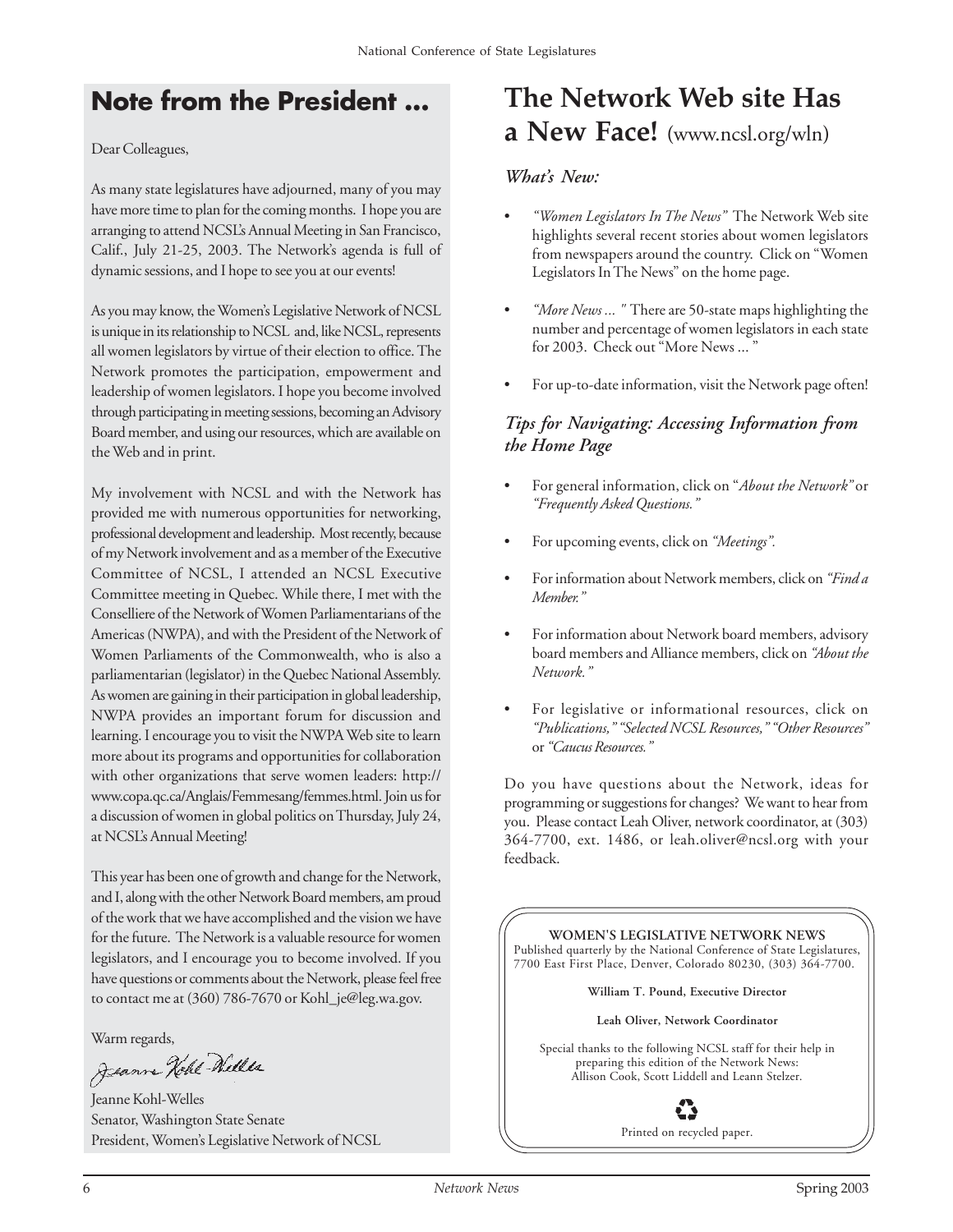## Note from the President ...

Dear Colleagues,

As many state legislatures have adjourned, many of you may have more time to plan for the coming months. I hope you are arranging to attend NCSL's Annual Meeting in San Francisco, Calif., July 21-25, 2003. The Network's agenda is full of dynamic sessions, and I hope to see you at our events!

As you may know, the Women's Legislative Network of NCSL is unique in its relationship to NCSL and, like NCSL, represents all women legislators by virtue of their election to office. The Network promotes the participation, empowerment and leadership of women legislators. I hope you become involved through participating in meeting sessions, becoming an Advisory Board member, and using our resources, which are available on the Web and in print.

My involvement with NCSL and with the Network has provided me with numerous opportunities for networking, professional development and leadership. Most recently, because of my Network involvement and as a member of the Executive Committee of NCSL, I attended an NCSL Executive Committee meeting in Quebec. While there, I met with the Conselliere of the Network of Women Parliamentarians of the Americas (NWPA), and with the President of the Network of Women Parliaments of the Commonwealth, who is also a parliamentarian (legislator) in the Quebec National Assembly. As women are gaining in their participation in global leadership, NWPA provides an important forum for discussion and learning. I encourage you to visit the NWPA Web site to learn more about its programs and opportunities for collaboration with other organizations that serve women leaders: http://www.copa.qc.ca/Anglais/Femmesang/femmes.html. Join us for a discussion of women in global politics on Thursday, July 24, at NCSL's Annual Meeting!

This year has been one of growth and change for the Network, and I, along with the other Network Board members, am proud of the work that we have accomplished and the vision we have for the future. The Network is a valuable resource for women legislators, and I encourage you to become involved. If you have questions or comments about the Network, please feel free to contact me at (360) 786-7670 or Kohl_je@leg.wa.gov.

Warm regards,

Jeanne Kohl-Welles

Jeanne Kohl-Welles
Senator, Washington State Senate
President, Women's Legislative Network of NCSL

# The Network Web site Has a New Face! (www.ncsl.org/wln)

### *What's New:*

- *"Women Legislators In The News"* The Network Web site highlights several recent stories about women legislators from newspapers around the country. Click on "Women Legislators In The News" on the home page.
- *"More News ... "* There are 50-state maps highlighting the number and percentage of women legislators in each state for 2003. Check out "More News ... "
- For up-to-date information, visit the Network page often!

### *Tips for Navigating: Accessing Information from the Home Page*

- For general information, click on "*About the Network"* or *"Frequently Asked Questions."*
- For upcoming events, click on *"Meetings".*
- For information about Network members, click on *"Find a Member."*
- For information about Network board members, advisory board members and Alliance members, click on *"About the Network."*
- For legislative or informational resources, click on *"Publications," "Selected NCSL Resources," "Other Resources"* or *"Caucus Resources."*

Do you have questions about the Network, ideas for programming or suggestions for changes? We want to hear from you. Please contact Leah Oliver, network coordinator, at (303) 364-7700, ext. 1486, or leah.oliver@ncsl.org with your feedback.

**WOMEN'S LEGISLATIVE NETWORK NEWS**
Published quarterly by the National Conference of State Legislatures, 7700 East First Place, Denver, Colorado 80230, (303) 364-7700.

**William T. Pound, Executive Director**

**Leah Oliver, Network Coordinator**

Special thanks to the following NCSL staff for their help in preparing this edition of the Network News: Allison Cook, Scott Liddell and Leann Stelzer.

Printed on recycled paper.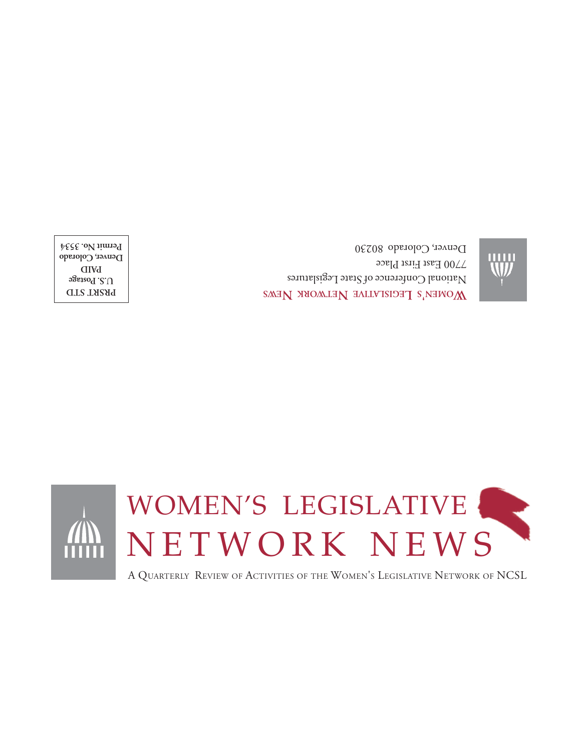WOMEN'S LEGISLATIVE NETWORK NEWS

National Conference of State Legislatures

7700 East First Place

Denver, Colorado 80230

PRSRT STD
U.S. Postage
PAID
Denver, Colorado
Permit No. 3534

# WOMEN'S LEGISLATIVE NETWORK NEWS

A QUARTERLY REVIEW OF ACTIVITIES OF THE WOMEN'S LEGISLATIVE NETWORK OF NCSL